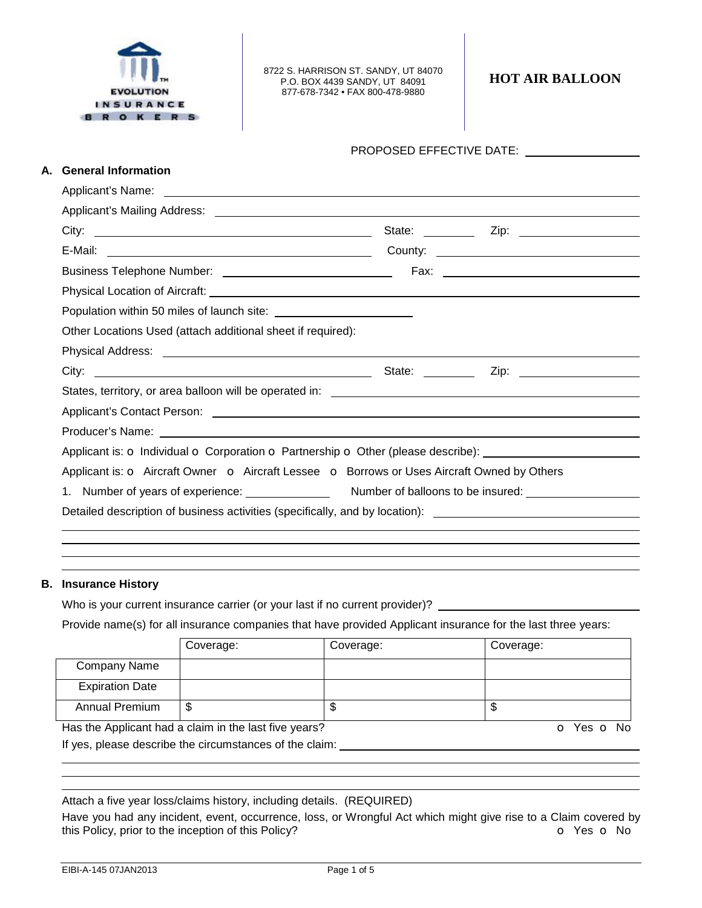EVOLUTION INSURANCE BROKERS

8722 S. HARRISON ST. SANDY, UT 84070
P.O. BOX 4439 SANDY, UT 84091
877-678-7342 • FAX 800-478-9880

# HOT AIR BALLOON

PROPOSED EFFECTIVE DATE: ____________________

## A. General Information

Applicant's Name: ____________________

Applicant's Mailing Address: ____________________

City: ____________________ State: __________ Zip: ____________________

E-Mail: ____________________ County: ____________________

Business Telephone Number: ____________________ Fax: ____________________

Physical Location of Aircraft: ____________________

Population within 50 miles of launch site: ____________________

Other Locations Used (attach additional sheet if required):

Physical Address: ____________________

City: ____________________ State: __________ Zip: ____________________

States, territory, or area balloon will be operated in: ____________________

Applicant's Contact Person: ____________________

Producer's Name: ____________________

Applicant is: o Individual o Corporation o Partnership o Other (please describe): ____________________

Applicant is: o Aircraft Owner o Aircraft Lessee o Borrows or Uses Aircraft Owned by Others

1. Number of years of experience: ____________ Number of balloons to be insured: ____________

Detailed description of business activities (specifically, and by location): ____________________

## B. Insurance History

Who is your current insurance carrier (or your last if no current provider)? ____________________

Provide name(s) for all insurance companies that have provided Applicant insurance for the last three years:

| | Coverage: | Coverage: | Coverage: |
|---|---|---|---|
| Company Name | | | |
| Expiration Date | | | |
| Annual Premium | $ | $ | $ |

Has the Applicant had a claim in the last five years? o Yes o No

If yes, please describe the circumstances of the claim: ____________________

Attach a five year loss/claims history, including details. (REQUIRED)

Have you had any incident, event, occurrence, loss, or Wrongful Act which might give rise to a Claim covered by this Policy, prior to the inception of this Policy? o Yes o No

EIBI-A-145 07JAN2013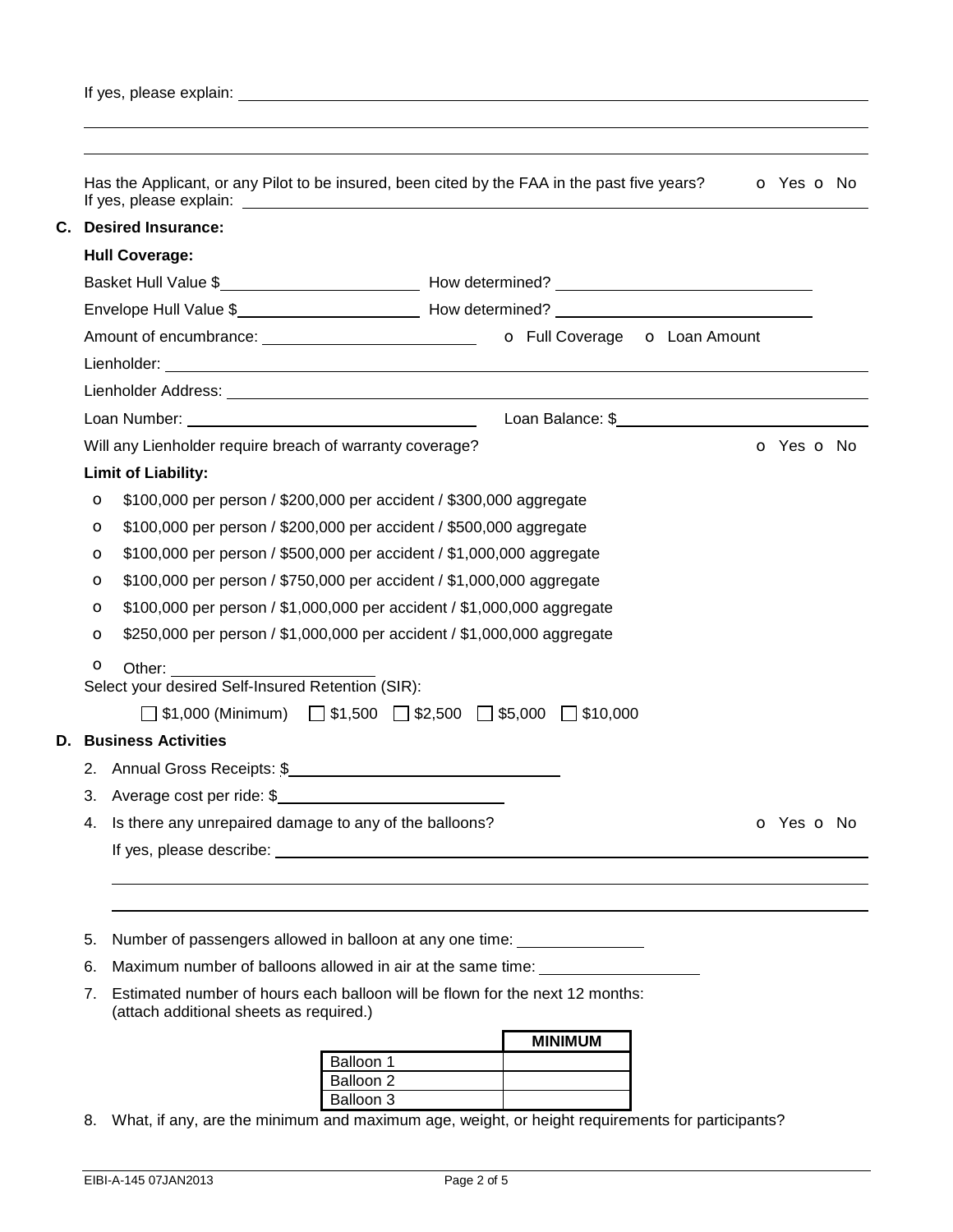If yes, please explain: ______________________________________________

______________________________________________

______________________________________________

Has the Applicant, or any Pilot to be insured, been cited by the FAA in the past five years? o Yes o No
If yes, please explain: ______________________________________________

**C. Desired Insurance:**

**Hull Coverage:**

Basket Hull Value $______________ How determined? ______________

Envelope Hull Value $______________ How determined? ______________

Amount of encumbrance: ______________ o Full Coverage o Loan Amount

Lienholder: ______________________________________________

Lienholder Address: ______________________________________________

Loan Number: ______________ Loan Balance: $______________

Will any Lienholder require breach of warranty coverage? o Yes o No

**Limit of Liability:**

- o $100,000 per person / $200,000 per accident / $300,000 aggregate
- o $100,000 per person / $200,000 per accident / $500,000 aggregate
- o $100,000 per person / $500,000 per accident / $1,000,000 aggregate
- o $100,000 per person / $750,000 per accident / $1,000,000 aggregate
- o $100,000 per person / $1,000,000 per accident / $1,000,000 aggregate
- o $250,000 per person / $1,000,000 per accident / $1,000,000 aggregate
- o Other: ______________

Select your desired Self-Insured Retention (SIR):

☐ $1,000 (Minimum) ☐ $1,500 ☐ $2,500 ☐ $5,000 ☐ $10,000

**D. Business Activities**

2. Annual Gross Receipts: $______________
3. Average cost per ride: $______________
4. Is there any unrepaired damage to any of the balloons? o Yes o No

   If yes, please describe: ______________________________________________

   ______________________________________________

   ______________________________________________

5. Number of passengers allowed in balloon at any one time: ______________
6. Maximum number of balloons allowed in air at the same time: ______________
7. Estimated number of hours each balloon will be flown for the next 12 months: (attach additional sheets as required.)

| | MINIMUM |
|---|---|
| Balloon 1 | |
| Balloon 2 | |
| Balloon 3 | |

8. What, if any, are the minimum and maximum age, weight, or height requirements for participants?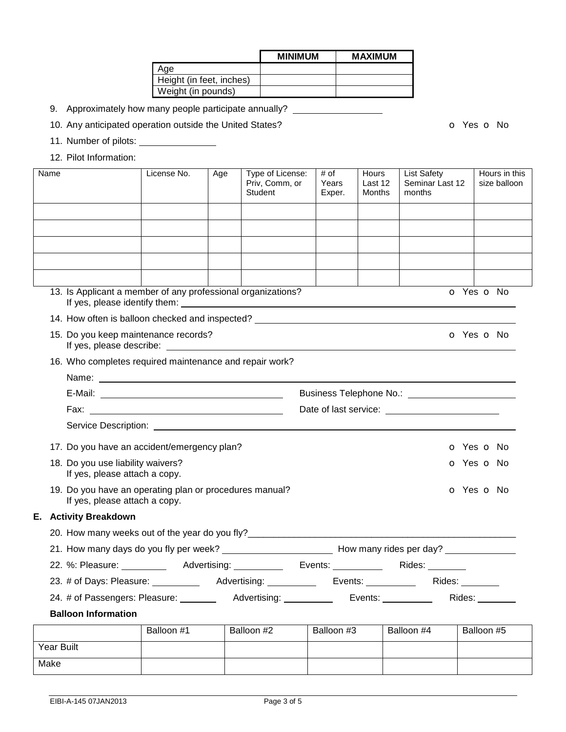| | MINIMUM | MAXIMUM |
|---|---|---|
| Age | | |
| Height (in feet, inches) | | |
| Weight (in pounds) | | |

9. Approximately how many people participate annually? ________________

10. Any anticipated operation outside the United States? o Yes o No

11. Number of pilots: ______________

12. Pilot Information:

| Name | License No. | Age | Type of License: Priv, Comm, or Student | # of Years Exper. | Hours Last 12 Months | List Safety Seminar Last 12 months | Hours in this size balloon |
|---|---|---|---|---|---|---|---|
| | | | | | | | |
| | | | | | | | |
| | | | | | | | |
| | | | | | | | |
| | | | | | | | |

13. Is Applicant a member of any professional organizations? o Yes o No
    If yes, please identify them: ________________________________________________

14. How often is balloon checked and inspected? ________________________________________________

15. Do you keep maintenance records? o Yes o No
    If yes, please describe: ________________________________________________

16. Who completes required maintenance and repair work?

    Name: ________________________________________________

    E-Mail: ______________________________ Business Telephone No.: ____________________

    Fax: ______________________________ Date of last service: ____________________

    Service Description: ________________________________________________

17. Do you have an accident/emergency plan? o Yes o No

18. Do you use liability waivers? o Yes o No
    If yes, please attach a copy.

19. Do you have an operating plan or procedures manual? o Yes o No
    If yes, please attach a copy.

## E. Activity Breakdown

20. How many weeks out of the year do you fly?________________________________________________

21. How many days do you fly per week? ____________________ How many rides per day? ______________

22. %: Pleasure: _________ Advertising: __________ Events: __________ Rides: ________

23. # of Days: Pleasure: __________ Advertising: __________ Events: __________ Rides: ________

24. # of Passengers: Pleasure: ________ Advertising: __________ Events: __________ Rides: ________

**Balloon Information**

| | Balloon #1 | Balloon #2 | Balloon #3 | Balloon #4 | Balloon #5 |
|---|---|---|---|---|---|
| Year Built | | | | | |
| Make | | | | | |

EIBI-A-145 07JAN2013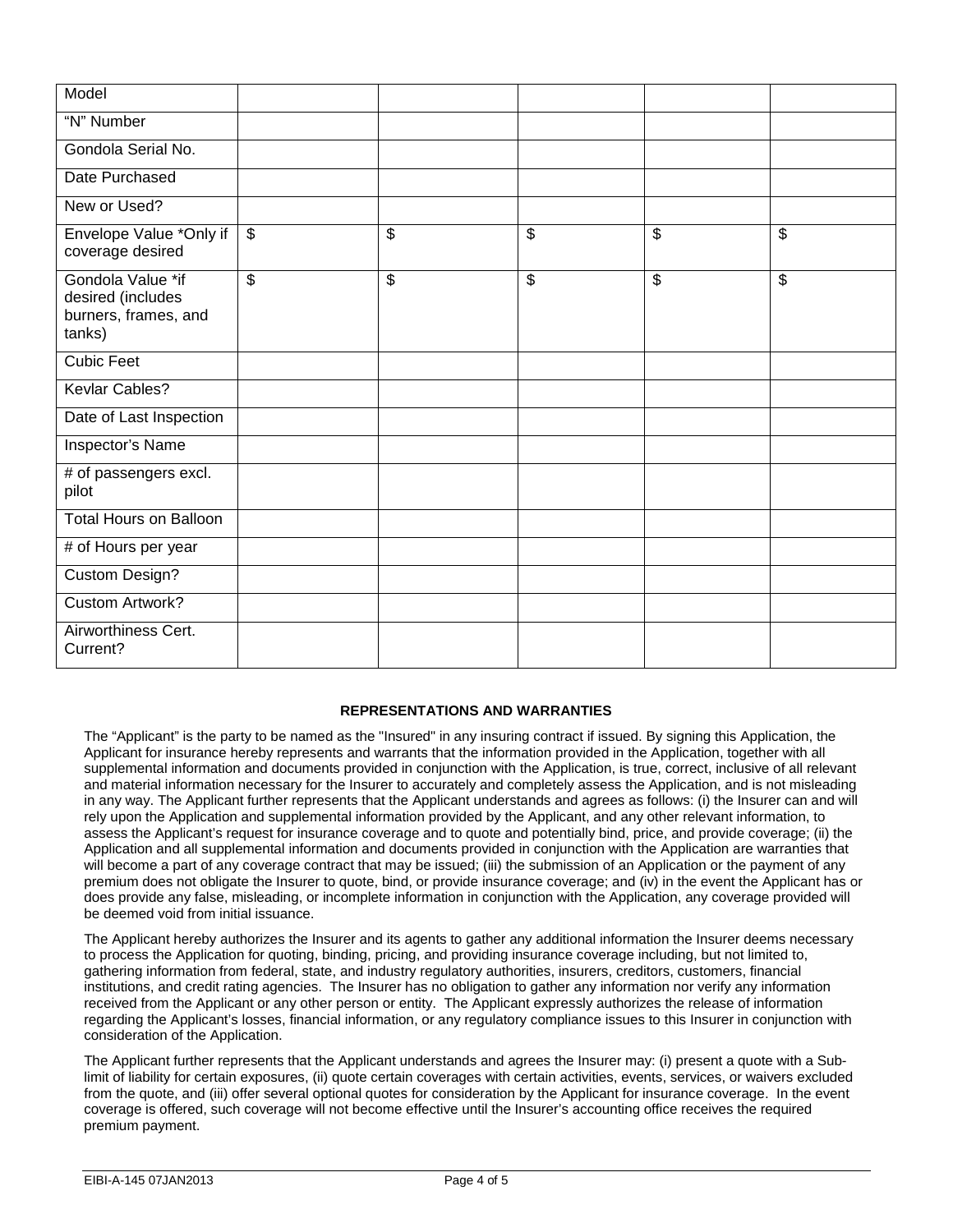| Model | | | | | |
|---|---|---|---|---|---|
| "N" Number | | | | | |
| Gondola Serial No. | | | | | |
| Date Purchased | | | | | |
| New or Used? | | | | | |
| Envelope Value *Only if coverage desired | $ | $ | $ | $ | $ |
| Gondola Value *if desired (includes burners, frames, and tanks) | $ | $ | $ | $ | $ |
| Cubic Feet | | | | | |
| Kevlar Cables? | | | | | |
| Date of Last Inspection | | | | | |
| Inspector's Name | | | | | |
| # of passengers excl. pilot | | | | | |
| Total Hours on Balloon | | | | | |
| # of Hours per year | | | | | |
| Custom Design? | | | | | |
| Custom Artwork? | | | | | |
| Airworthiness Cert. Current? | | | | | |

## REPRESENTATIONS AND WARRANTIES

The "Applicant" is the party to be named as the "Insured" in any insuring contract if issued. By signing this Application, the Applicant for insurance hereby represents and warrants that the information provided in the Application, together with all supplemental information and documents provided in conjunction with the Application, is true, correct, inclusive of all relevant and material information necessary for the Insurer to accurately and completely assess the Application, and is not misleading in any way. The Applicant further represents that the Applicant understands and agrees as follows: (i) the Insurer can and will rely upon the Application and supplemental information provided by the Applicant, and any other relevant information, to assess the Applicant's request for insurance coverage and to quote and potentially bind, price, and provide coverage; (ii) the Application and all supplemental information and documents provided in conjunction with the Application are warranties that will become a part of any coverage contract that may be issued; (iii) the submission of an Application or the payment of any premium does not obligate the Insurer to quote, bind, or provide insurance coverage; and (iv) in the event the Applicant has or does provide any false, misleading, or incomplete information in conjunction with the Application, any coverage provided will be deemed void from initial issuance.

The Applicant hereby authorizes the Insurer and its agents to gather any additional information the Insurer deems necessary to process the Application for quoting, binding, pricing, and providing insurance coverage including, but not limited to, gathering information from federal, state, and industry regulatory authorities, insurers, creditors, customers, financial institutions, and credit rating agencies. The Insurer has no obligation to gather any information nor verify any information received from the Applicant or any other person or entity. The Applicant expressly authorizes the release of information regarding the Applicant's losses, financial information, or any regulatory compliance issues to this Insurer in conjunction with consideration of the Application.

The Applicant further represents that the Applicant understands and agrees the Insurer may: (i) present a quote with a Sub-limit of liability for certain exposures, (ii) quote certain coverages with certain activities, events, services, or waivers excluded from the quote, and (iii) offer several optional quotes for consideration by the Applicant for insurance coverage. In the event coverage is offered, such coverage will not become effective until the Insurer's accounting office receives the required premium payment.

EIBI-A-145 07JAN2013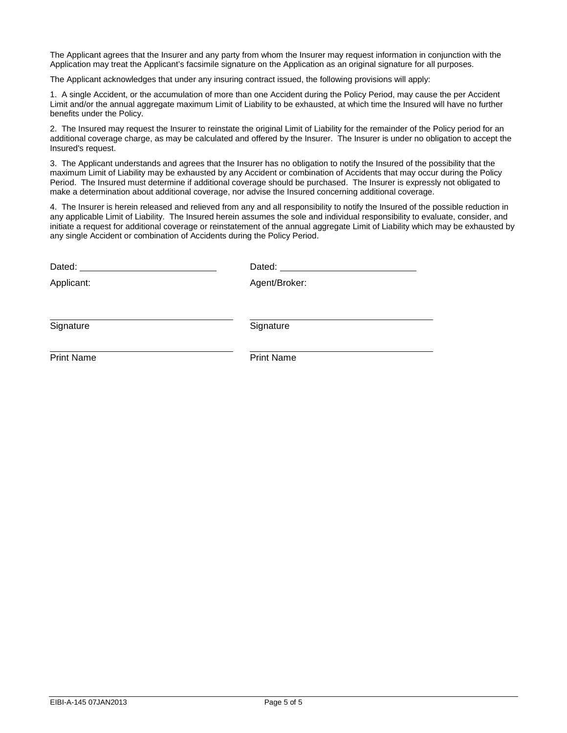The Applicant agrees that the Insurer and any party from whom the Insurer may request information in conjunction with the Application may treat the Applicant's facsimile signature on the Application as an original signature for all purposes.

The Applicant acknowledges that under any insuring contract issued, the following provisions will apply:

1. A single Accident, or the accumulation of more than one Accident during the Policy Period, may cause the per Accident Limit and/or the annual aggregate maximum Limit of Liability to be exhausted, at which time the Insured will have no further benefits under the Policy.

2. The Insured may request the Insurer to reinstate the original Limit of Liability for the remainder of the Policy period for an additional coverage charge, as may be calculated and offered by the Insurer. The Insurer is under no obligation to accept the Insured's request.

3. The Applicant understands and agrees that the Insurer has no obligation to notify the Insured of the possibility that the maximum Limit of Liability may be exhausted by any Accident or combination of Accidents that may occur during the Policy Period. The Insured must determine if additional coverage should be purchased. The Insurer is expressly not obligated to make a determination about additional coverage, nor advise the Insured concerning additional coverage.

4. The Insurer is herein released and relieved from any and all responsibility to notify the Insured of the possible reduction in any applicable Limit of Liability. The Insured herein assumes the sole and individual responsibility to evaluate, consider, and initiate a request for additional coverage or reinstatement of the annual aggregate Limit of Liability which may be exhausted by any single Accident or combination of Accidents during the Policy Period.

Dated: ____________________________

Applicant:

____________________________
Signature

____________________________
Print Name

Dated: ____________________________

Agent/Broker:

____________________________
Signature

____________________________
Print Name

EIBI-A-145 07JAN2013